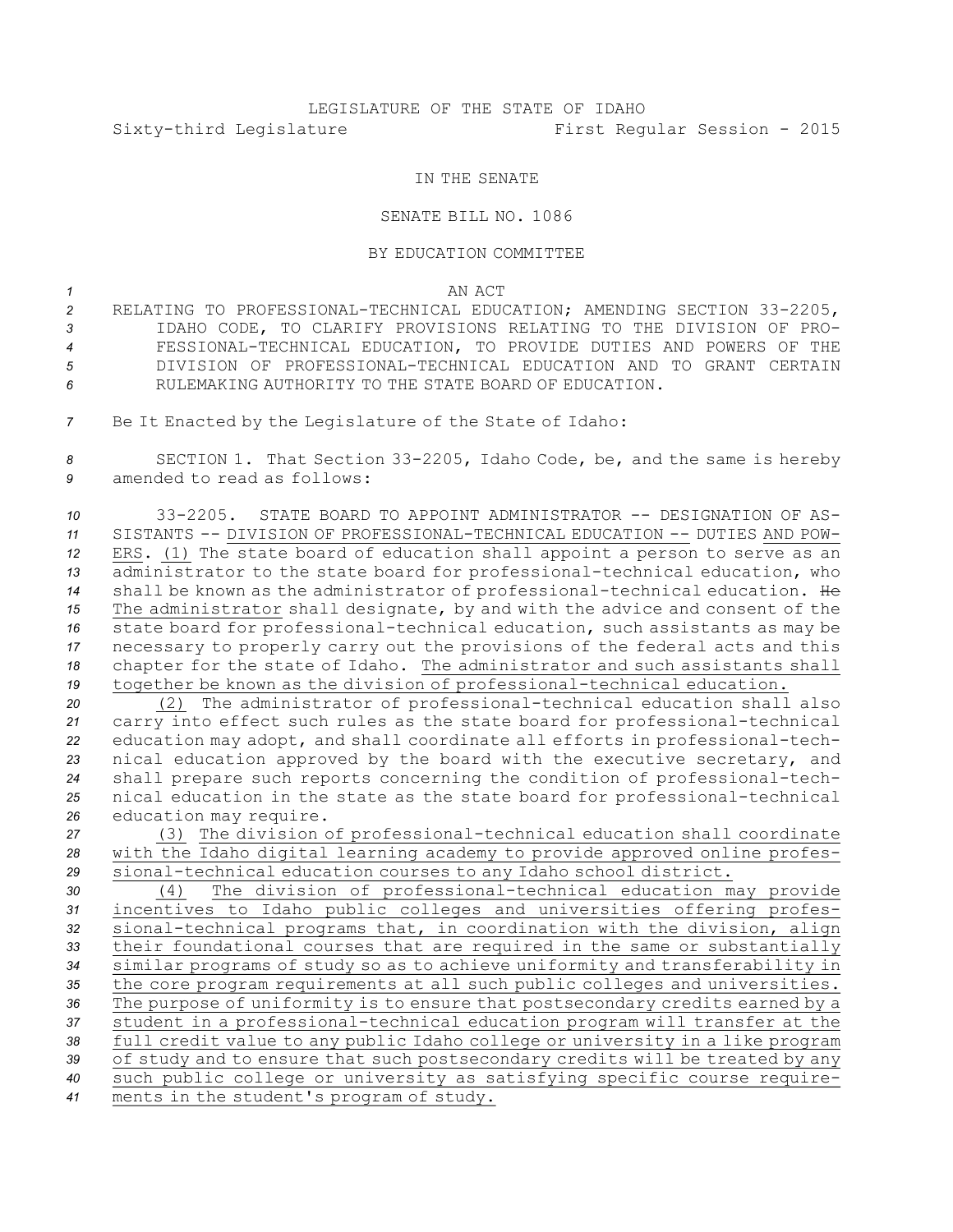LEGISLATURE OF THE STATE OF IDAHO

Sixty-third Legislature First Regular Session - 2015

IN THE SENATE

SENATE BILL NO. 1086

BY EDUCATION COMMITTEE

AN ACT

RELATING TO PROFESSIONAL-TECHNICAL EDUCATION; AMENDING SECTION 33-2205, IDAHO CODE, TO CLARIFY PROVISIONS RELATING TO THE DIVISION OF PROFESSIONAL-TECHNICAL EDUCATION, TO PROVIDE DUTIES AND POWERS OF THE DIVISION OF PROFESSIONAL-TECHNICAL EDUCATION AND TO GRANT CERTAIN RULEMAKING AUTHORITY TO THE STATE BOARD OF EDUCATION.

Be It Enacted by the Legislature of the State of Idaho:

SECTION 1. That Section 33-2205, Idaho Code, be, and the same is hereby amended to read as follows:

33-2205. STATE BOARD TO APPOINT ADMINISTRATOR -- DESIGNATION OF ASSISTANTS -- DIVISION OF PROFESSIONAL-TECHNICAL EDUCATION -- DUTIES AND POWERS. (1) The state board of education shall appoint a person to serve as an administrator to the state board for professional-technical education, who shall be known as the administrator of professional-technical education. ~~He~~ The administrator shall designate, by and with the advice and consent of the state board for professional-technical education, such assistants as may be necessary to properly carry out the provisions of the federal acts and this chapter for the state of Idaho. The administrator and such assistants shall together be known as the division of professional-technical education.

(2) The administrator of professional-technical education shall also carry into effect such rules as the state board for professional-technical education may adopt, and shall coordinate all efforts in professional-technical education approved by the board with the executive secretary, and shall prepare such reports concerning the condition of professional-technical education in the state as the state board for professional-technical education may require.

(3) The division of professional-technical education shall coordinate with the Idaho digital learning academy to provide approved online professional-technical education courses to any Idaho school district.

(4) The division of professional-technical education may provide incentives to Idaho public colleges and universities offering professional-technical programs that, in coordination with the division, align their foundational courses that are required in the same or substantially similar programs of study so as to achieve uniformity and transferability in the core program requirements at all such public colleges and universities. The purpose of uniformity is to ensure that postsecondary credits earned by a student in a professional-technical education program will transfer at the full credit value to any public Idaho college or university in a like program of study and to ensure that such postsecondary credits will be treated by any such public college or university as satisfying specific course requirements in the student's program of study.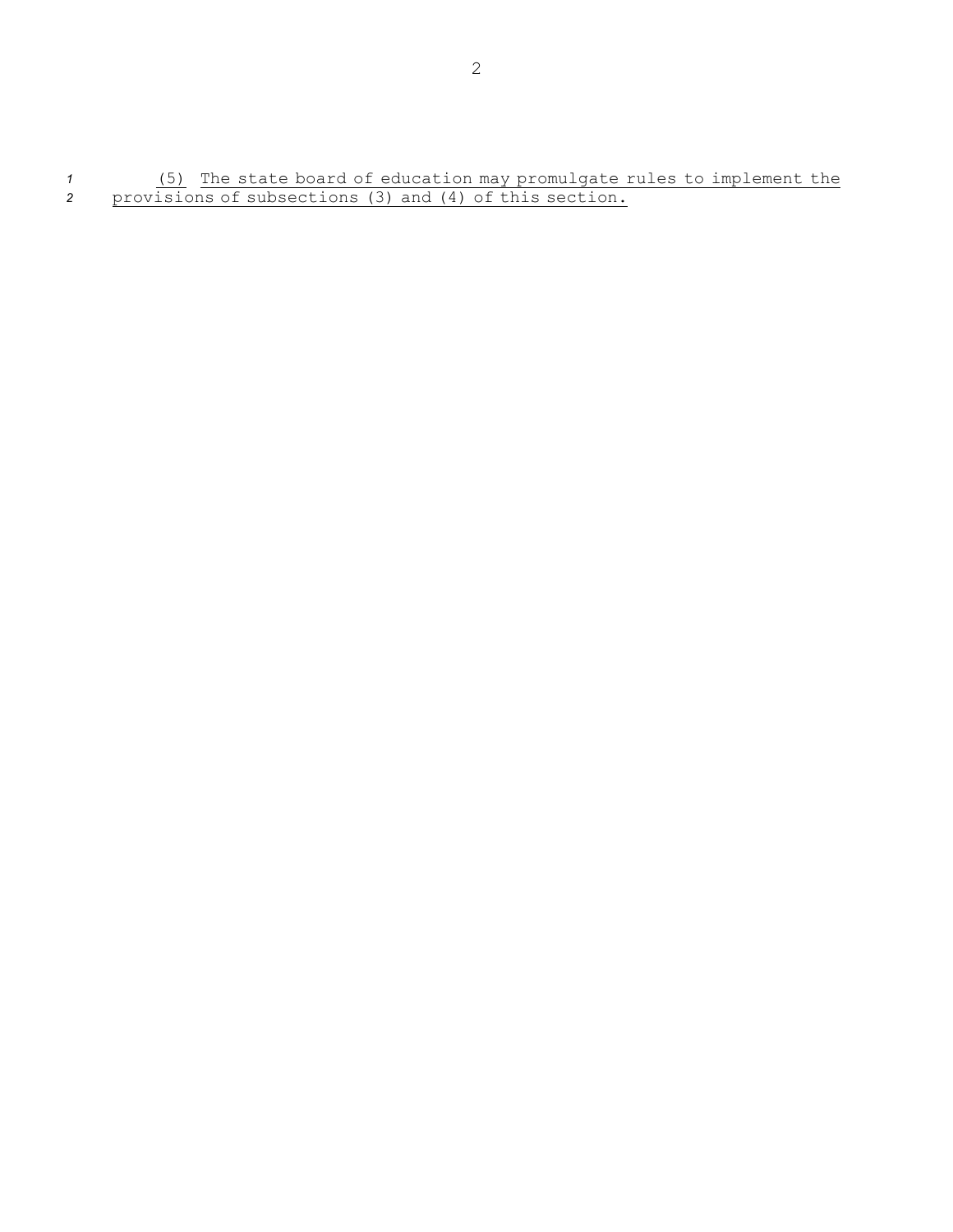(5) The state board of education may promulgate rules to implement the provisions of subsections (3) and (4) of this section.